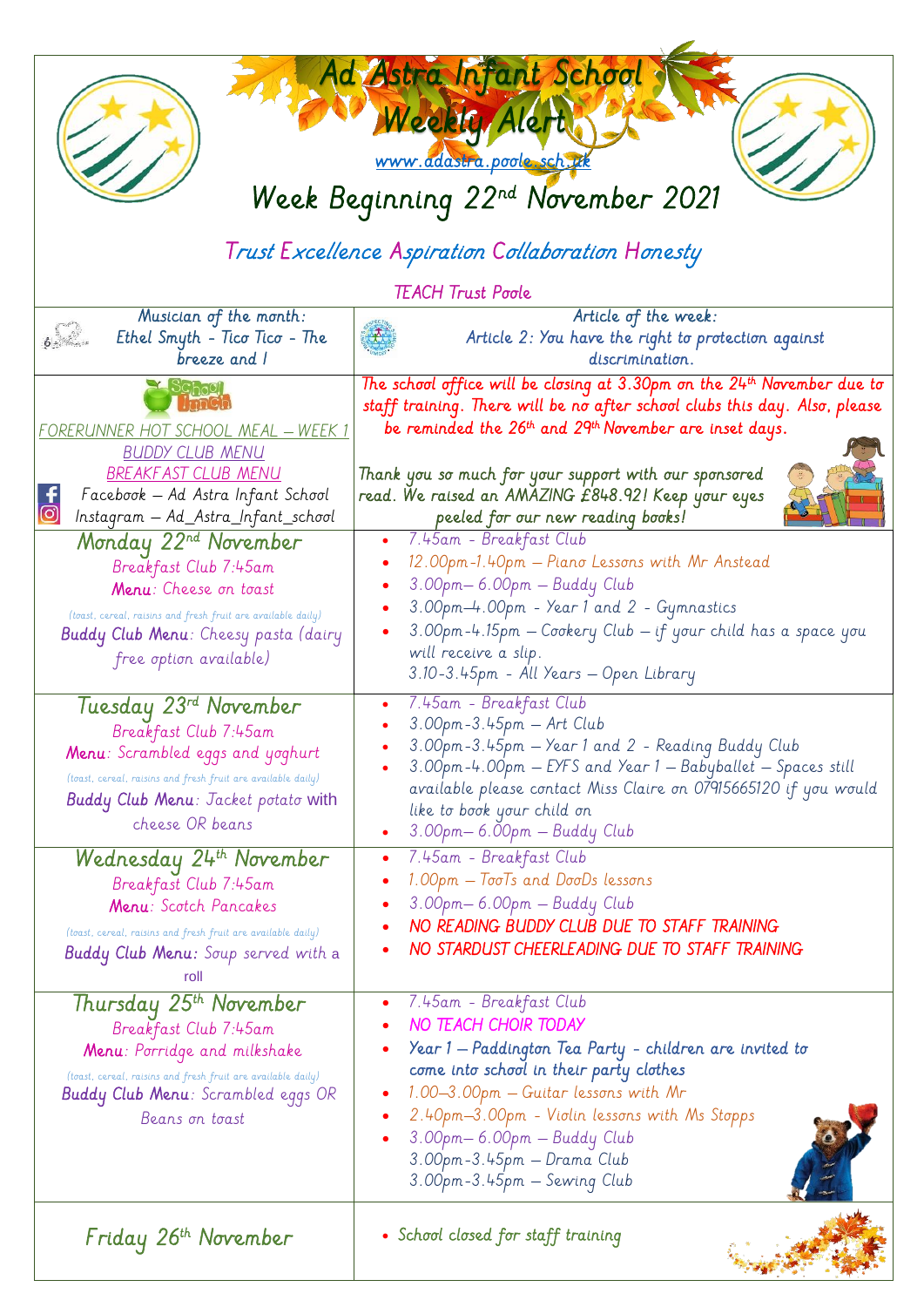# Ad Astra Infant School

## Weekly Alert

www.adastra.poole.sch.uk

## Week Beginning 22nd November 2021

Trust Excellence Aspiration Collaboration Honesty

TEACH Trust Poole

| Musician of the month: Ethel Smyth - Tico Tico - The breeze and I | Article of the week: Article 2: You have the right to protection against discrimination. |
|---|---|
| School Lunch<br>FORERUNNER HOT SCHOOL MEAL – WEEK 1<br>BUDDY CLUB MENU<br>BREAKFAST CLUB MENU<br>Facebook – Ad Astra Infant School<br>Instagram – Ad_Astra_Infant_school | The school office will be closing at 3.30pm on the 24th November due to staff training. There will be no after school clubs this day. Also, please be reminded the 26th and 29th November are inset days.<br><br>Thank you so much for your support with our sponsored read. We raised an AMAZING £848.92! Keep your eyes peeled for our new reading books! |
| **Monday 22nd November**<br>Breakfast Club 7:45am<br>**Menu**: Cheese on toast<br>(toast, cereal, raisins and fresh fruit are available daily)<br>**Buddy Club Menu**: Cheesy pasta (dairy free option available) | • 7.45am - Breakfast Club<br>• 12.00pm-1.40pm – Piano Lessons with Mr Anstead<br>• 3.00pm– 6.00pm – Buddy Club<br>• 3.00pm–4.00pm - Year 1 and 2 - Gymnastics<br>• 3.00pm-4.15pm – Cookery Club – if your child has a space you will receive a slip.<br>3.10-3.45pm - All Years – Open Library |
| **Tuesday 23rd November**<br>Breakfast Club 7:45am<br>**Menu**: Scrambled eggs and yoghurt<br>(toast, cereal, raisins and fresh fruit are available daily)<br>**Buddy Club Menu**: Jacket potato with cheese OR beans | • 7.45am - Breakfast Club<br>• 3.00pm-3.45pm – Art Club<br>• 3.00pm-3.45pm – Year 1 and 2 - Reading Buddy Club<br>• 3.00pm-4.00pm – EYFS and Year 1 – Babyballet – Spaces still available please contact Miss Claire on 07915665120 if you would like to book your child on<br>• 3.00pm– 6.00pm – Buddy Club |
| **Wednesday 24th November**<br>Breakfast Club 7:45am<br>**Menu**: Scotch Pancakes<br>(toast, cereal, raisins and fresh fruit are available daily)<br>**Buddy Club Menu:** Soup served with a roll | • 7.45am - Breakfast Club<br>• 1.00pm – TooTs and DooDs lessons<br>• 3.00pm– 6.00pm – Buddy Club<br>• NO READING BUDDY CLUB DUE TO STAFF TRAINING<br>• NO STARDUST CHEERLEADING DUE TO STAFF TRAINING |
| **Thursday 25th November**<br>Breakfast Club 7:45am<br>**Menu**: Porridge and milkshake<br>(toast, cereal, raisins and fresh fruit are available daily)<br>**Buddy Club Menu**: Scrambled eggs OR Beans on toast | • 7.45am - Breakfast Club<br>• NO TEACH CHOIR TODAY<br>• Year 1 – Paddington Tea Party - children are invited to come into school in their party clothes<br>• 1.00–3.00pm – Guitar lessons with Mr<br>• 2.40pm–3.00pm - Violin lessons with Ms Stopps<br>• 3.00pm– 6.00pm – Buddy Club<br>3.00pm-3.45pm – Drama Club<br>3.00pm-3.45pm – Sewing Club |
| **Friday 26th November** | • School closed for staff training |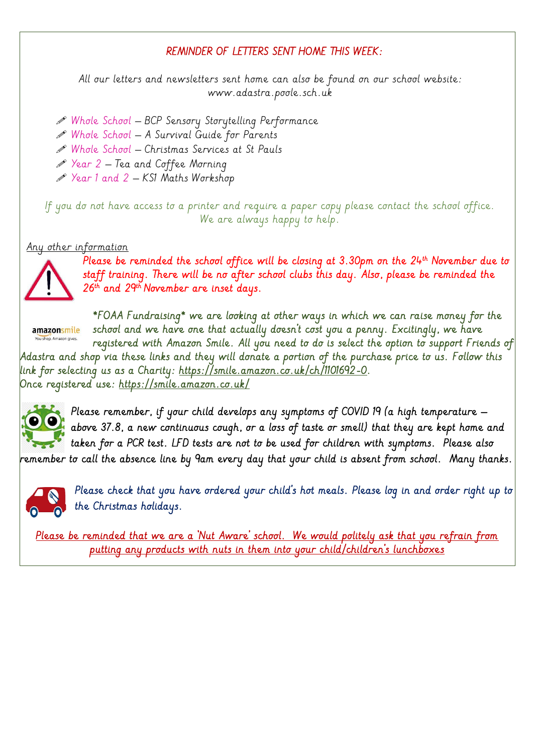## REMINDER OF LETTERS SENT HOME THIS WEEK:

All our letters and newsletters sent home can also be found on our school website: www.adastra.poole.sch.uk

- ✏ Whole School – BCP Sensory Storytelling Performance
- ✏ Whole School – A Survival Guide for Parents
- ✏ Whole School – Christmas Services at St Pauls
- ✏ Year 2 – Tea and Coffee Morning
- ✏ Year 1 and 2 – KS1 Maths Workshop

If you do not have access to a printer and require a paper copy please contact the school office. We are always happy to help.

Any other information

Please be reminded the school office will be closing at 3.30pm on the 24th November due to staff training. There will be no after school clubs this day. Also, please be reminded the 26th and 29th November are inset days.

*FOAA Fundraising* we are looking at other ways in which we can raise money for the school and we have one that actually doesn't cost you a penny. Excitingly, we have registered with Amazon Smile. All you need to do is select the option to support Friends of Adastra and shop via these links and they will donate a portion of the purchase price to us. Follow this link for selecting us as a Charity: https://smile.amazon.co.uk/ch/1101692-0.
Once registered use: https://smile.amazon.co.uk/

Please remember, if your child develops any symptoms of COVID 19 (a high temperature – above 37.8, a new continuous cough, or a loss of taste or smell) that they are kept home and taken for a PCR test. LFD tests are not to be used for children with symptoms. Please also remember to call the absence line by 9am every day that your child is absent from school. Many thanks.

Please check that you have ordered your child's hot meals. Please log in and order right up to the Christmas holidays.

Please be reminded that we are a 'Nut Aware' school. We would politely ask that you refrain from putting any products with nuts in them into your child/children's lunchboxes